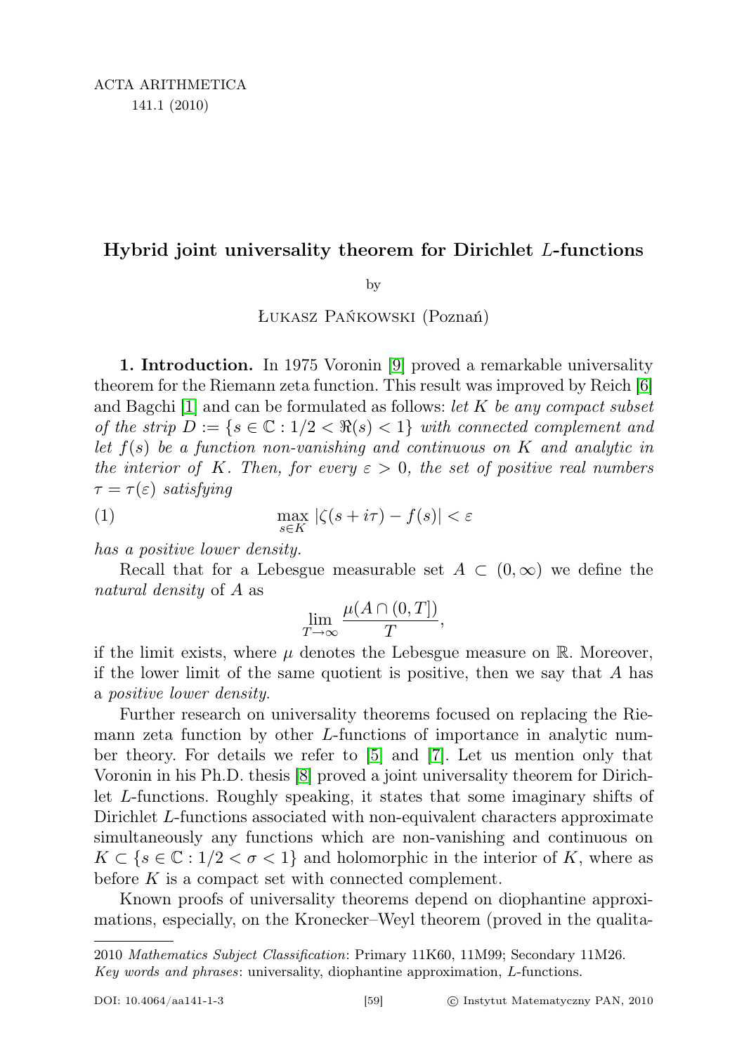ACTA ARITHMETICA
141.1 (2010)

# Hybrid joint universality theorem for Dirichlet $L$-functions

by

Łukasz Pańkowski (Poznań)

**1. Introduction.** In 1975 Voronin [9] proved a remarkable universality theorem for the Riemann zeta function. This result was improved by Reich [6] and Bagchi [1] and can be formulated as follows: *let $K$ be any compact subset of the strip $D := \{s \in \mathbb{C} : 1/2 < \Re(s) < 1\}$ with connected complement and let $f(s)$ be a function non-vanishing and continuous on $K$ and analytic in the interior of $K$. Then, for every $\varepsilon > 0$, the set of positive real numbers $\tau = \tau(\varepsilon)$ satisfying*

$$\max_{s\in K} |\zeta(s + i\tau) - f(s)| < \varepsilon \tag{1}$$

*has a positive lower density.*

Recall that for a Lebesgue measurable set $A \subset (0,\infty)$ we define the *natural density* of $A$ as

$$\lim_{T\to\infty} \frac{\mu(A \cap (0,T])}{T},$$

if the limit exists, where $\mu$ denotes the Lebesgue measure on $\mathbb{R}$. Moreover, if the lower limit of the same quotient is positive, then we say that $A$ has a *positive lower density*.

Further research on universality theorems focused on replacing the Riemann zeta function by other $L$-functions of importance in analytic number theory. For details we refer to [5] and [7]. Let us mention only that Voronin in his Ph.D. thesis [8] proved a joint universality theorem for Dirichlet $L$-functions. Roughly speaking, it states that some imaginary shifts of Dirichlet $L$-functions associated with non-equivalent characters approximate simultaneously any functions which are non-vanishing and continuous on $K \subset \{s \in \mathbb{C} : 1/2 < \sigma < 1\}$ and holomorphic in the interior of $K$, where as before $K$ is a compact set with connected complement.

Known proofs of universality theorems depend on diophantine approximations, especially, on the Kronecker–Weyl theorem (proved in the qualita-

2010 *Mathematics Subject Classification*: Primary 11K60, 11M99; Secondary 11M26.
*Key words and phrases*: universality, diophantine approximation, $L$-functions.

DOI: 10.4064/aa141-1-3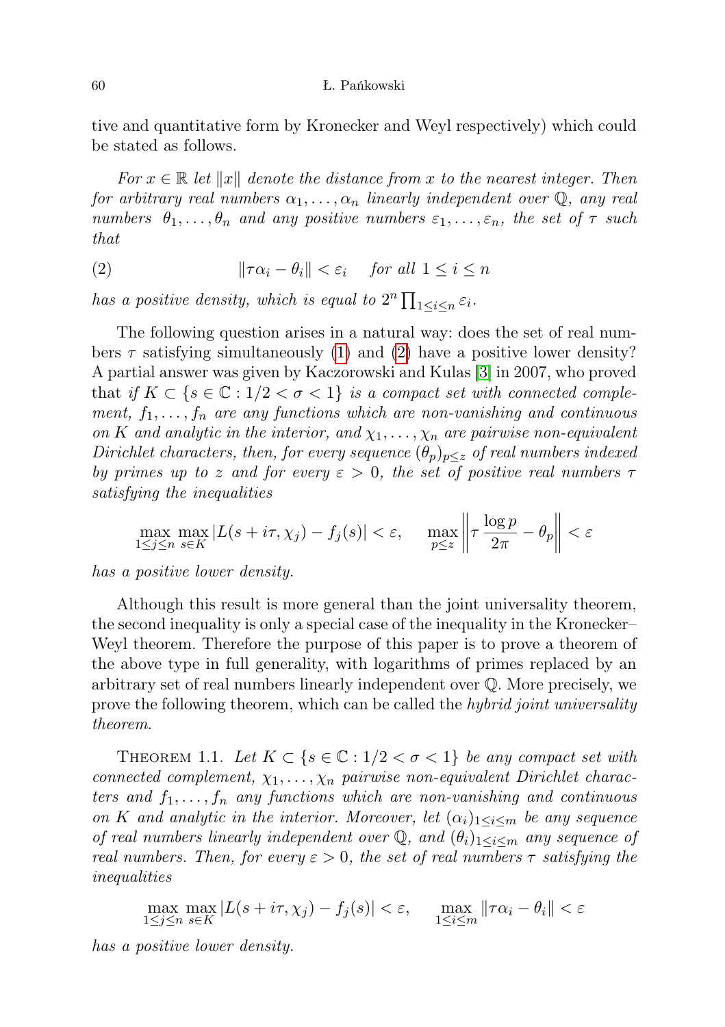tive and quantitative form by Kronecker and Weyl respectively) which could be stated as follows.

*For $x \in \mathbb{R}$ let $\|x\|$ denote the distance from $x$ to the nearest integer. Then for arbitrary real numbers $\alpha_1, \ldots, \alpha_n$ linearly independent over $\mathbb{Q}$, any real numbers $\theta_1, \ldots, \theta_n$ and any positive numbers $\varepsilon_1, \ldots, \varepsilon_n$, the set of $\tau$ such that*

$$\|\tau\alpha_i - \theta_i\| < \varepsilon_i \quad \text{for all } 1 \le i \le n \tag{2}$$

*has a positive density, which is equal to $2^n \prod_{1 \le i \le n} \varepsilon_i$.*

The following question arises in a natural way: does the set of real numbers $\tau$ satisfying simultaneously (1) and (2) have a positive lower density? A partial answer was given by Kaczorowski and Kulas [3] in 2007, who proved that *if $K \subset \{s \in \mathbb{C} : 1/2 < \sigma < 1\}$ is a compact set with connected complement, $f_1, \ldots, f_n$ are any functions which are non-vanishing and continuous on $K$ and analytic in the interior, and $\chi_1, \ldots, \chi_n$ are pairwise non-equivalent Dirichlet characters, then, for every sequence $(\theta_p)_{p \le z}$ of real numbers indexed by primes up to $z$ and for every $\varepsilon > 0$, the set of positive real numbers $\tau$ satisfying the inequalities*

$$\max_{1 \le j \le n} \max_{s \in K} |L(s + i\tau, \chi_j) - f_j(s)| < \varepsilon, \qquad \max_{p \le z} \left\| \tau \frac{\log p}{2\pi} - \theta_p \right\| < \varepsilon$$

*has a positive lower density.*

Although this result is more general than the joint universality theorem, the second inequality is only a special case of the inequality in the Kronecker–Weyl theorem. Therefore the purpose of this paper is to prove a theorem of the above type in full generality, with logarithms of primes replaced by an arbitrary set of real numbers linearly independent over $\mathbb{Q}$. More precisely, we prove the following theorem, which can be called the *hybrid joint universality theorem*.

Theorem 1.1. *Let $K \subset \{s \in \mathbb{C} : 1/2 < \sigma < 1\}$ be any compact set with connected complement, $\chi_1, \ldots, \chi_n$ pairwise non-equivalent Dirichlet characters and $f_1, \ldots, f_n$ any functions which are non-vanishing and continuous on $K$ and analytic in the interior. Moreover, let $(\alpha_i)_{1 \le i \le m}$ be any sequence of real numbers linearly independent over $\mathbb{Q}$, and $(\theta_i)_{1 \le i \le m}$ any sequence of real numbers. Then, for every $\varepsilon > 0$, the set of real numbers $\tau$ satisfying the inequalities*

$$\max_{1 \le j \le n} \max_{s \in K} |L(s + i\tau, \chi_j) - f_j(s)| < \varepsilon, \qquad \max_{1 \le i \le m} \|\tau\alpha_i - \theta_i\| < \varepsilon$$

*has a positive lower density.*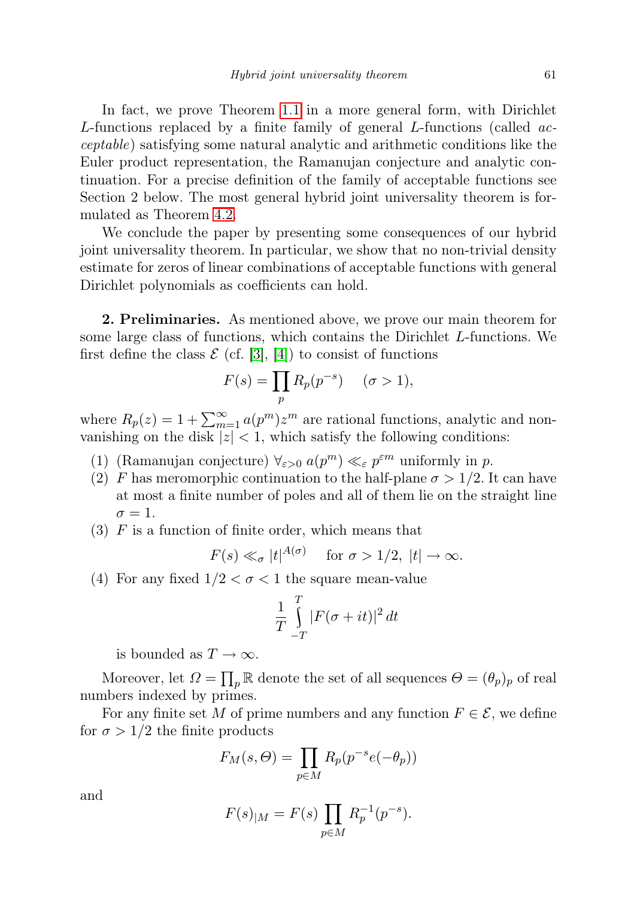In fact, we prove Theorem 1.1 in a more general form, with Dirichlet $L$-functions replaced by a finite family of general $L$-functions (called *acceptable*) satisfying some natural analytic and arithmetic conditions like the Euler product representation, the Ramanujan conjecture and analytic continuation. For a precise definition of the family of acceptable functions see Section 2 below. The most general hybrid joint universality theorem is formulated as Theorem 4.2.

We conclude the paper by presenting some consequences of our hybrid joint universality theorem. In particular, we show that no non-trivial density estimate for zeros of linear combinations of acceptable functions with general Dirichlet polynomials as coefficients can hold.

**2. Preliminaries.** As mentioned above, we prove our main theorem for some large class of functions, which contains the Dirichlet $L$-functions. We first define the class $\mathcal{E}$ (cf. [3], [4]) to consist of functions

$$F(s) = \prod_p R_p(p^{-s}) \quad (\sigma > 1),$$

where $R_p(z) = 1 + \sum_{m=1}^{\infty} a(p^m) z^m$ are rational functions, analytic and non-vanishing on the disk $|z| < 1$, which satisfy the following conditions:

1. (Ramanujan conjecture) $\forall_{\varepsilon > 0}\ a(p^m) \ll_{\varepsilon} p^{\varepsilon m}$ uniformly in $p$.
2. $F$ has meromorphic continuation to the half-plane $\sigma > 1/2$. It can have at most a finite number of poles and all of them lie on the straight line $\sigma = 1$.
3. $F$ is a function of finite order, which means that
$$F(s) \ll_{\sigma} |t|^{A(\sigma)} \quad \text{for } \sigma > 1/2,\ |t| \to \infty.$$
4. For any fixed $1/2 < \sigma < 1$ the square mean-value
$$\frac{1}{T} \int_{-T}^{T} |F(\sigma + it)|^2 \, dt$$
is bounded as $T \to \infty$.

Moreover, let $\Omega = \prod_p \mathbb{R}$ denote the set of all sequences $\Theta = (\theta_p)_p$ of real numbers indexed by primes.

For any finite set $M$ of prime numbers and any function $F \in \mathcal{E}$, we define for $\sigma > 1/2$ the finite products

$$F_M(s, \Theta) = \prod_{p \in M} R_p(p^{-s} e(-\theta_p))$$

and

$$F(s)_{|M} = F(s) \prod_{p \in M} R_p^{-1}(p^{-s}).$$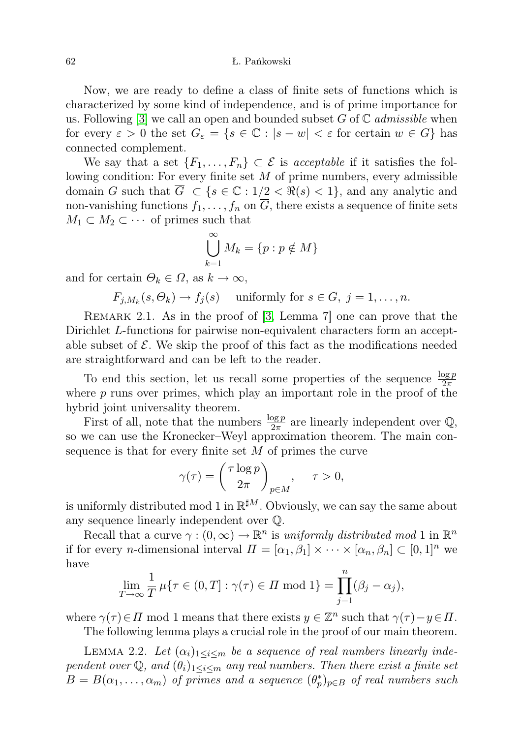Now, we are ready to define a class of finite sets of functions which is characterized by some kind of independence, and is of prime importance for us. Following [3] we call an open and bounded subset $G$ of $\mathbb{C}$ *admissible* when for every $\varepsilon > 0$ the set $G_\varepsilon = \{s \in \mathbb{C} : |s - w| < \varepsilon \text{ for certain } w \in G\}$ has connected complement.

We say that a set $\{F_1, \ldots, F_n\} \subset \mathcal{E}$ is *acceptable* if it satisfies the following condition: For every finite set $M$ of prime numbers, every admissible domain $G$ such that $\overline{G} \subset \{s \in \mathbb{C} : 1/2 < \Re(s) < 1\}$, and any analytic and non-vanishing functions $f_1, \ldots, f_n$ on $\overline{G}$, there exists a sequence of finite sets $M_1 \subset M_2 \subset \cdots$ of primes such that

$$\bigcup_{k=1}^{\infty} M_k = \{p : p \notin M\}$$

and for certain $\Theta_k \in \Omega$, as $k \to \infty$,

$$F_{j,M_k}(s, \Theta_k) \to f_j(s) \quad \text{uniformly for } s \in \overline{G},\ j = 1, \ldots, n.$$

Remark 2.1. As in the proof of [3, Lemma 7] one can prove that the Dirichlet $L$-functions for pairwise non-equivalent characters form an acceptable subset of $\mathcal{E}$. We skip the proof of this fact as the modifications needed are straightforward and can be left to the reader.

To end this section, let us recall some properties of the sequence $\frac{\log p}{2\pi}$ where $p$ runs over primes, which play an important role in the proof of the hybrid joint universality theorem.

First of all, note that the numbers $\frac{\log p}{2\pi}$ are linearly independent over $\mathbb{Q}$, so we can use the Kronecker–Weyl approximation theorem. The main consequence is that for every finite set $M$ of primes the curve

$$\gamma(\tau) = \left(\frac{\tau \log p}{2\pi}\right)_{p \in M}, \quad \tau > 0,$$

is uniformly distributed mod 1 in $\mathbb{R}^{\sharp M}$. Obviously, we can say the same about any sequence linearly independent over $\mathbb{Q}$.

Recall that a curve $\gamma : (0, \infty) \to \mathbb{R}^n$ is *uniformly distributed mod* 1 in $\mathbb{R}^n$ if for every $n$-dimensional interval $\Pi = [\alpha_1, \beta_1] \times \cdots \times [\alpha_n, \beta_n] \subset [0, 1]^n$ we have

$$\lim_{T \to \infty} \frac{1}{T} \mu\{\tau \in (0, T] : \gamma(\tau) \in \Pi \bmod 1\} = \prod_{j=1}^{n} (\beta_j - \alpha_j),$$

where $\gamma(\tau) \in \Pi \bmod 1$ means that there exists $y \in \mathbb{Z}^n$ such that $\gamma(\tau) - y \in \Pi$.

The following lemma plays a crucial role in the proof of our main theorem.

Lemma 2.2. *Let $(\alpha_i)_{1 \le i \le m}$ be a sequence of real numbers linearly independent over $\mathbb{Q}$, and $(\theta_i)_{1 \le i \le m}$ any real numbers. Then there exist a finite set $B = B(\alpha_1, \ldots, \alpha_m)$ of primes and a sequence $(\theta_p^*)_{p \in B}$ of real numbers such*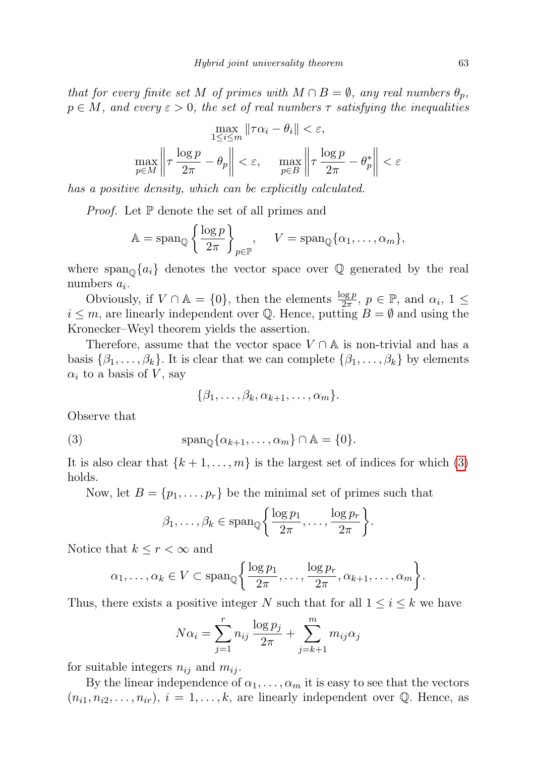*that for every finite set $M$ of primes with $M \cap B = \emptyset$, any real numbers $\theta_p$, $p \in M$, and every $\varepsilon > 0$, the set of real numbers $\tau$ satisfying the inequalities*

$$\max_{1\le i\le m} \|\tau\alpha_i - \theta_i\| < \varepsilon,$$

$$\max_{p\in M}\left\|\tau\,\frac{\log p}{2\pi} - \theta_p\right\| < \varepsilon, \qquad \max_{p\in B}\left\|\tau\,\frac{\log p}{2\pi} - \theta_p^*\right\| < \varepsilon$$

*has a positive density, which can be explicitly calculated.*

*Proof.* Let $\mathbb{P}$ denote the set of all primes and

$$\mathbb{A} = \mathrm{span}_{\mathbb{Q}}\left\{\frac{\log p}{2\pi}\right\}_{p\in\mathbb{P}}, \qquad V = \mathrm{span}_{\mathbb{Q}}\{\alpha_1,\ldots,\alpha_m\},$$

where $\mathrm{span}_{\mathbb{Q}}\{a_i\}$ denotes the vector space over $\mathbb{Q}$ generated by the real numbers $a_i$.

Obviously, if $V \cap \mathbb{A} = \{0\}$, then the elements $\frac{\log p}{2\pi}$, $p \in \mathbb{P}$, and $\alpha_i$, $1 \le i \le m$, are linearly independent over $\mathbb{Q}$. Hence, putting $B = \emptyset$ and using the Kronecker–Weyl theorem yields the assertion.

Therefore, assume that the vector space $V \cap \mathbb{A}$ is non-trivial and has a basis $\{\beta_1,\ldots,\beta_k\}$. It is clear that we can complete $\{\beta_1,\ldots,\beta_k\}$ by elements $\alpha_i$ to a basis of $V$, say

$$\{\beta_1,\ldots,\beta_k,\alpha_{k+1},\ldots,\alpha_m\}.$$

Observe that

$$\mathrm{span}_{\mathbb{Q}}\{\alpha_{k+1},\ldots,\alpha_m\} \cap \mathbb{A} = \{0\}. \tag{3}$$

It is also clear that $\{k+1,\ldots,m\}$ is the largest set of indices for which (3) holds.

Now, let $B = \{p_1,\ldots,p_r\}$ be the minimal set of primes such that

$$\beta_1,\ldots,\beta_k \in \mathrm{span}_{\mathbb{Q}}\left\{\frac{\log p_1}{2\pi},\ldots,\frac{\log p_r}{2\pi}\right\}.$$

Notice that $k \le r < \infty$ and

$$\alpha_1,\ldots,\alpha_k \in V \subset \mathrm{span}_{\mathbb{Q}}\left\{\frac{\log p_1}{2\pi},\ldots,\frac{\log p_r}{2\pi},\alpha_{k+1},\ldots,\alpha_m\right\}.$$

Thus, there exists a positive integer $N$ such that for all $1 \le i \le k$ we have

$$N\alpha_i = \sum_{j=1}^{r} n_{ij}\,\frac{\log p_j}{2\pi} + \sum_{j=k+1}^{m} m_{ij}\alpha_j$$

for suitable integers $n_{ij}$ and $m_{ij}$.

By the linear independence of $\alpha_1,\ldots,\alpha_m$ it is easy to see that the vectors $(n_{i1}, n_{i2},\ldots,n_{ir})$, $i = 1,\ldots,k$, are linearly independent over $\mathbb{Q}$. Hence, as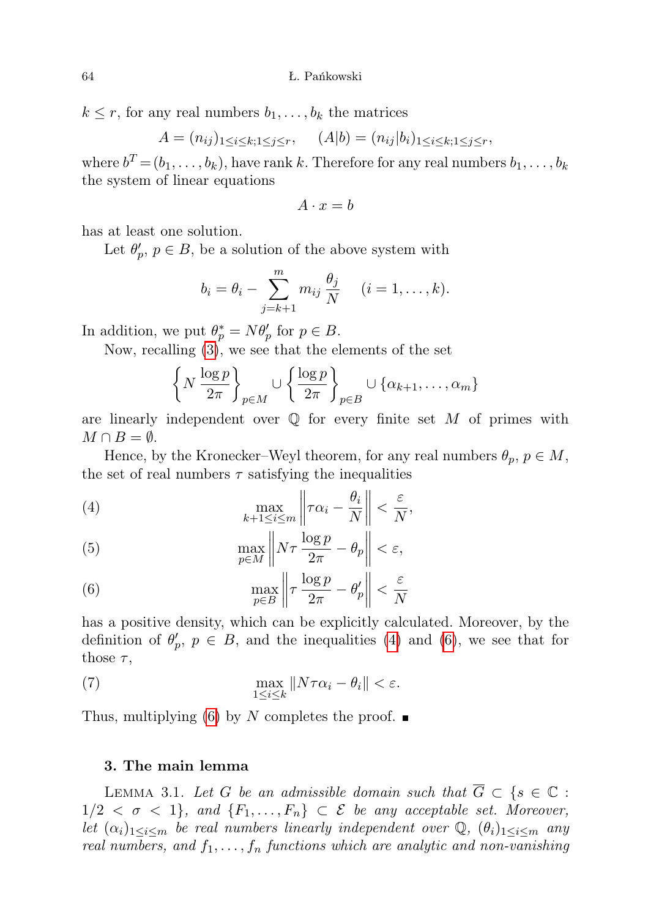$k \leq r$, for any real numbers $b_1, \ldots, b_k$ the matrices

$$A = (n_{ij})_{1\leq i\leq k; 1\leq j\leq r}, \qquad (A|b) = (n_{ij}|b_i)_{1\leq i\leq k; 1\leq j\leq r},$$

where $b^T = (b_1, \ldots, b_k)$, have rank $k$. Therefore for any real numbers $b_1, \ldots, b_k$ the system of linear equations

$$A \cdot x = b$$

has at least one solution.

Let $\theta'_p$, $p \in B$, be a solution of the above system with

$$b_i = \theta_i - \sum_{j=k+1}^{m} m_{ij} \frac{\theta_j}{N} \quad (i = 1, \ldots, k).$$

In addition, we put $\theta^*_p = N\theta'_p$ for $p \in B$.

Now, recalling (3), we see that the elements of the set

$$\left\{ N \frac{\log p}{2\pi} \right\}_{p\in M} \cup \left\{ \frac{\log p}{2\pi} \right\}_{p\in B} \cup \{\alpha_{k+1}, \ldots, \alpha_m\}$$

are linearly independent over $\mathbb{Q}$ for every finite set $M$ of primes with $M \cap B = \emptyset$.

Hence, by the Kronecker–Weyl theorem, for any real numbers $\theta_p$, $p \in M$, the set of real numbers $\tau$ satisfying the inequalities

$$\max_{k+1\leq i\leq m} \left\| \tau\alpha_i - \frac{\theta_i}{N} \right\| < \frac{\varepsilon}{N}, \tag{4}$$

$$\max_{p\in M} \left\| N\tau \frac{\log p}{2\pi} - \theta_p \right\| < \varepsilon, \tag{5}$$

$$\max_{p\in B} \left\| \tau \frac{\log p}{2\pi} - \theta'_p \right\| < \frac{\varepsilon}{N} \tag{6}$$

has a positive density, which can be explicitly calculated. Moreover, by the definition of $\theta'_p$, $p \in B$, and the inequalities (4) and (6), we see that for those $\tau$,

$$\max_{1\leq i\leq k} \|N\tau\alpha_i - \theta_i\| < \varepsilon. \tag{7}$$

Thus, multiplying (6) by $N$ completes the proof. ∎

### 3. The main lemma

Lemma 3.1. *Let $G$ be an admissible domain such that $\overline{G} \subset \{s \in \mathbb{C} : 1/2 < \sigma < 1\}$, and $\{F_1, \ldots, F_n\} \subset \mathcal{E}$ be any acceptable set. Moreover, let $(\alpha_i)_{1\leq i\leq m}$ be real numbers linearly independent over $\mathbb{Q}$, $(\theta_i)_{1\leq i\leq m}$ any real numbers, and $f_1, \ldots, f_n$ functions which are analytic and non-vanishing*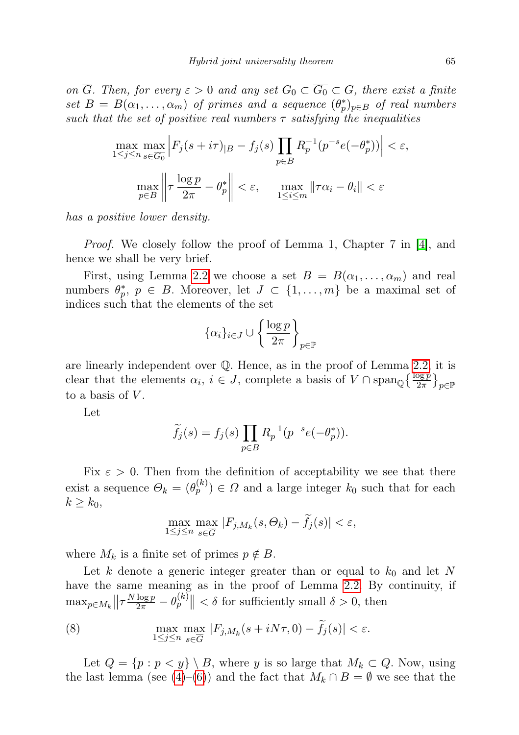*on $\overline{G}$. Then, for every $\varepsilon > 0$ and any set $G_0 \subset \overline{G_0} \subset G$, there exist a finite set $B = B(\alpha_1, \dots, \alpha_m)$ of primes and a sequence $(\theta_p^*)_{p\in B}$ of real numbers such that the set of positive real numbers $\tau$ satisfying the inequalities*

$$\max_{1\le j\le n} \max_{s\in\overline{G_0}} \Big| F_j(s+i\tau)_{|B} - f_j(s) \prod_{p\in B} R_p^{-1}(p^{-s}e(-\theta_p^*)) \Big| < \varepsilon,$$

$$\max_{p\in B} \left\| \tau \frac{\log p}{2\pi} - \theta_p^* \right\| < \varepsilon, \qquad \max_{1\le i\le m} \|\tau\alpha_i - \theta_i\| < \varepsilon$$

*has a positive lower density.*

*Proof.* We closely follow the proof of Lemma 1, Chapter 7 in [4], and hence we shall be very brief.

First, using Lemma 2.2 we choose a set $B = B(\alpha_1, \dots, \alpha_m)$ and real numbers $\theta_p^*$, $p \in B$. Moreover, let $J \subset \{1, \dots, m\}$ be a maximal set of indices such that the elements of the set

$$\{\alpha_i\}_{i\in J} \cup \left\{ \frac{\log p}{2\pi} \right\}_{p\in\mathbb{P}}$$

are linearly independent over $\mathbb{Q}$. Hence, as in the proof of Lemma 2.2, it is clear that the elements $\alpha_i$, $i \in J$, complete a basis of $V \cap \operatorname{span}_{\mathbb{Q}}\{\frac{\log p}{2\pi}\}_{p\in\mathbb{P}}$ to a basis of $V$.

Let

$$\widetilde{f}_j(s) = f_j(s) \prod_{p\in B} R_p^{-1}(p^{-s}e(-\theta_p^*)).$$

Fix $\varepsilon > 0$. Then from the definition of acceptability we see that there exist a sequence $\Theta_k = (\theta_p^{(k)}) \in \Omega$ and a large integer $k_0$ such that for each $k \ge k_0$,

$$\max_{1\le j\le n} \max_{s\in\overline{G}} |F_{j,M_k}(s, \Theta_k) - \widetilde{f}_j(s)| < \varepsilon,$$

where $M_k$ is a finite set of primes $p \notin B$.

Let $k$ denote a generic integer greater than or equal to $k_0$ and let $N$ have the same meaning as in the proof of Lemma 2.2. By continuity, if $\max_{p\in M_k} \big\| \tau \frac{N \log p}{2\pi} - \theta_p^{(k)} \big\| < \delta$ for sufficiently small $\delta > 0$, then

$$\max_{1\le j\le n} \max_{s\in\overline{G}} |F_{j,M_k}(s+iN\tau, 0) - \widetilde{f}_j(s)| < \varepsilon. \tag{8}$$

Let $Q = \{p : p < y\} \setminus B$, where $y$ is so large that $M_k \subset Q$. Now, using the last lemma (see (4)–(6)) and the fact that $M_k \cap B = \emptyset$ we see that the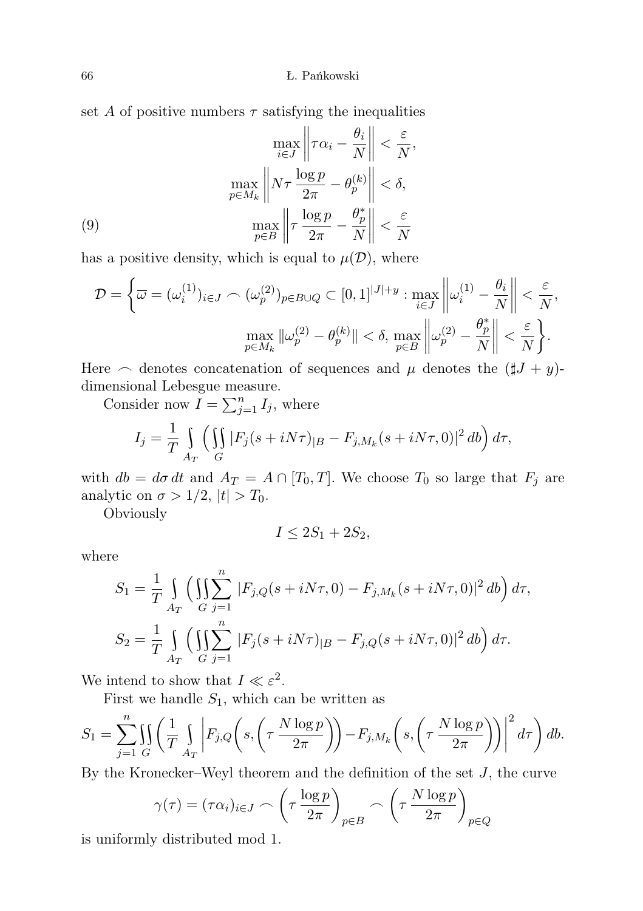set $A$ of positive numbers $\tau$ satisfying the inequalities

$$\max_{i\in J}\left\|\tau\alpha_i-\frac{\theta_i}{N}\right\|<\frac{\varepsilon}{N},$$
$$\max_{p\in M_k}\left\|N\tau\frac{\log p}{2\pi}-\theta_p^{(k)}\right\|<\delta,$$
$$\max_{p\in B}\left\|\tau\frac{\log p}{2\pi}-\frac{\theta_p^*}{N}\right\|<\frac{\varepsilon}{N} \tag{9}$$

has a positive density, which is equal to $\mu(\mathcal{D})$, where

$$\mathcal{D}=\left\{\overline{\omega}=(\omega_i^{(1)})_{i\in J}\frown(\omega_p^{(2)})_{p\in B\cup Q}\subset[0,1]^{|J|+y}:\max_{i\in J}\left\|\omega_i^{(1)}-\frac{\theta_i}{N}\right\|<\frac{\varepsilon}{N},\right.$$
$$\left.\max_{p\in M_k}\|\omega_p^{(2)}-\theta_p^{(k)}\|<\delta,\ \max_{p\in B}\left\|\omega_p^{(2)}-\frac{\theta_p^*}{N}\right\|<\frac{\varepsilon}{N}\right\}.$$

Here $\frown$ denotes concatenation of sequences and $\mu$ denotes the $(\sharp J+y)$-dimensional Lebesgue measure.

Consider now $I=\sum_{j=1}^{n}I_j$, where

$$I_j=\frac{1}{T}\int_{A_T}\Big(\iint_G|F_j(s+iN\tau)_{|B}-F_{j,M_k}(s+iN\tau,0)|^2\,db\Big)\,d\tau,$$

with $db=d\sigma\,dt$ and $A_T=A\cap[T_0,T]$. We choose $T_0$ so large that $F_j$ are analytic on $\sigma>1/2$, $|t|>T_0$.

Obviously

$$I\le 2S_1+2S_2,$$

where

$$S_1=\frac{1}{T}\int_{A_T}\Big(\iint_G\sum_{j=1}^{n}|F_{j,Q}(s+iN\tau,0)-F_{j,M_k}(s+iN\tau,0)|^2\,db\Big)\,d\tau,$$
$$S_2=\frac{1}{T}\int_{A_T}\Big(\iint_G\sum_{j=1}^{n}|F_j(s+iN\tau)_{|B}-F_{j,Q}(s+iN\tau,0)|^2\,db\Big)\,d\tau.$$

We intend to show that $I\ll\varepsilon^2$.

First we handle $S_1$, which can be written as

$$S_1=\sum_{j=1}^{n}\iint_G\bigg(\frac{1}{T}\int_{A_T}\bigg|F_{j,Q}\bigg(s,\bigg(\tau\frac{N\log p}{2\pi}\bigg)\bigg)-F_{j,M_k}\bigg(s,\bigg(\tau\frac{N\log p}{2\pi}\bigg)\bigg)\bigg|^2\,d\tau\bigg)\,db.$$

By the Kronecker–Weyl theorem and the definition of the set $J$, the curve

$$\gamma(\tau)=(\tau\alpha_i)_{i\in J}\frown\bigg(\tau\frac{\log p}{2\pi}\bigg)_{p\in B}\frown\bigg(\tau\frac{N\log p}{2\pi}\bigg)_{p\in Q}$$

is uniformly distributed mod 1.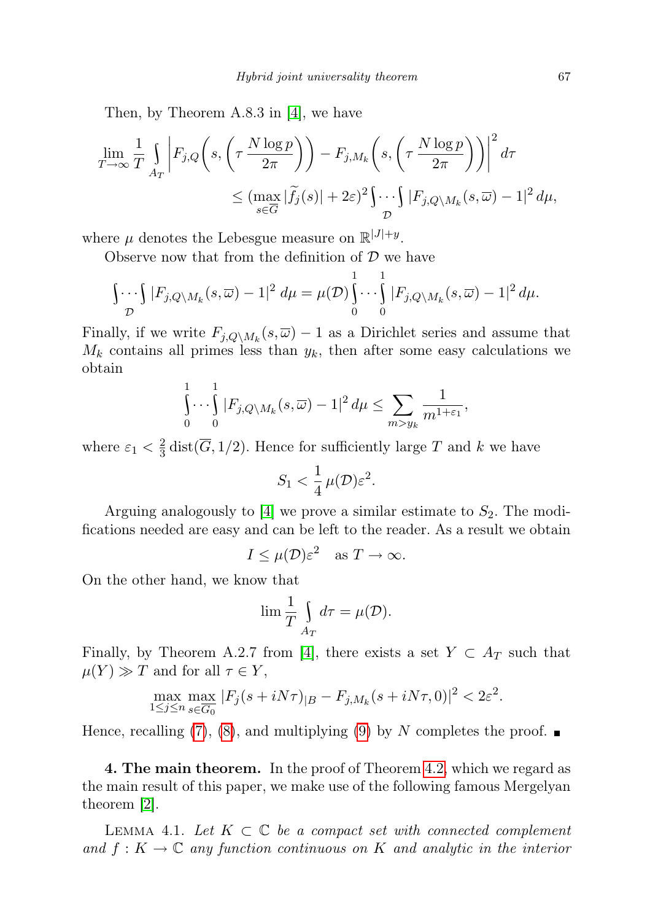Then, by Theorem A.8.3 in [4], we have

$$\lim_{T\to\infty} \frac{1}{T} \int_{A_T} \left| F_{j,Q}\left(s, \left(\tau \frac{N\log p}{2\pi}\right)\right) - F_{j,M_k}\left(s, \left(\tau \frac{N\log p}{2\pi}\right)\right)\right|^2 d\tau$$
$$\leq (\max_{s\in\overline{G}} |\widetilde{f}_j(s)| + 2\varepsilon)^2 \int\cdots\int_{\mathcal{D}} |F_{j,Q\setminus M_k}(s,\overline{\omega}) - 1|^2 \, d\mu,$$

where $\mu$ denotes the Lebesgue measure on $\mathbb{R}^{|J|+y}$.

Observe now that from the definition of $\mathcal{D}$ we have

$$\int\cdots\int_{\mathcal{D}} |F_{j,Q\setminus M_k}(s,\overline{\omega}) - 1|^2 \, d\mu = \mu(\mathcal{D}) \int_0^1 \cdots \int_0^1 |F_{j,Q\setminus M_k}(s,\overline{\omega}) - 1|^2 \, d\mu.$$

Finally, if we write $F_{j,Q\setminus M_k}(s,\overline{\omega}) - 1$ as a Dirichlet series and assume that $M_k$ contains all primes less than $y_k$, then after some easy calculations we obtain

$$\int_0^1 \cdots \int_0^1 |F_{j,Q\setminus M_k}(s,\overline{\omega}) - 1|^2 \, d\mu \leq \sum_{m>y_k} \frac{1}{m^{1+\varepsilon_1}},$$

where $\varepsilon_1 < \frac{2}{3}\operatorname{dist}(\overline{G}, 1/2)$. Hence for sufficiently large $T$ and $k$ we have

$$S_1 < \frac{1}{4}\mu(\mathcal{D})\varepsilon^2.$$

Arguing analogously to [4] we prove a similar estimate to $S_2$. The modifications needed are easy and can be left to the reader. As a result we obtain

$$I \leq \mu(\mathcal{D})\varepsilon^2 \quad \text{as } T \to \infty.$$

On the other hand, we know that

$$\lim \frac{1}{T} \int_{A_T} d\tau = \mu(\mathcal{D}).$$

Finally, by Theorem A.2.7 from [4], there exists a set $Y \subset A_T$ such that $\mu(Y) \gg T$ and for all $\tau \in Y$,

$$\max_{1\leq j\leq n} \max_{s\in\overline{G_0}} |F_j(s+iN\tau)_{|B} - F_{j,M_k}(s+iN\tau, 0)|^2 < 2\varepsilon^2.$$

Hence, recalling (7), (8), and multiplying (9) by $N$ completes the proof. ∎

**4. The main theorem.** In the proof of Theorem 4.2, which we regard as the main result of this paper, we make use of the following famous Mergelyan theorem [2].

Lemma 4.1. *Let $K \subset \mathbb{C}$ be a compact set with connected complement and $f : K \to \mathbb{C}$ any function continuous on $K$ and analytic in the interior*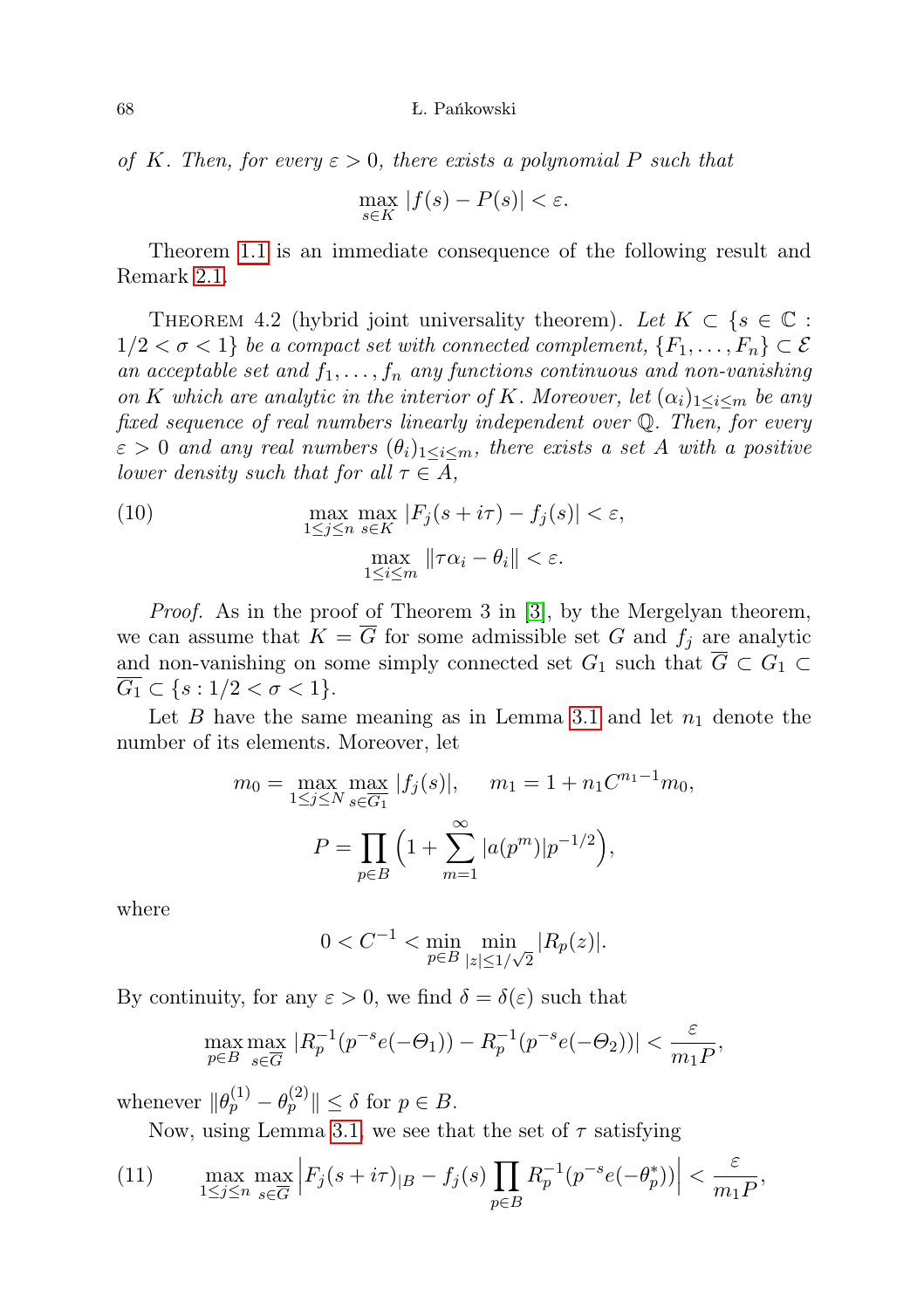*of* $K$. *Then, for every* $\varepsilon > 0$, *there exists a polynomial* $P$ *such that*

$$\max_{s \in K} |f(s) - P(s)| < \varepsilon.$$

Theorem 1.1 is an immediate consequence of the following result and Remark 2.1.

Theorem 4.2 (hybrid joint universality theorem). *Let* $K \subset \{s \in \mathbb{C} : 1/2 < \sigma < 1\}$ *be a compact set with connected complement,* $\{F_1, \ldots, F_n\} \subset \mathcal{E}$ *an acceptable set and* $f_1, \ldots, f_n$ *any functions continuous and non-vanishing on* $K$ *which are analytic in the interior of* $K$. *Moreover, let* $(\alpha_i)_{1 \le i \le m}$ *be any fixed sequence of real numbers linearly independent over* $\mathbb{Q}$. *Then, for every* $\varepsilon > 0$ *and any real numbers* $(\theta_i)_{1 \le i \le m}$, *there exists a set* $A$ *with a positive lower density such that for all* $\tau \in A$,

$$\max_{1 \le j \le n} \max_{s \in K} |F_j(s + i\tau) - f_j(s)| < \varepsilon, \tag{10}$$
$$\max_{1 \le i \le m} \|\tau \alpha_i - \theta_i\| < \varepsilon.$$

*Proof.* As in the proof of Theorem 3 in [3], by the Mergelyan theorem, we can assume that $K = \overline{G}$ for some admissible set $G$ and $f_j$ are analytic and non-vanishing on some simply connected set $G_1$ such that $\overline{G} \subset G_1 \subset \overline{G_1} \subset \{s : 1/2 < \sigma < 1\}$.

Let $B$ have the same meaning as in Lemma 3.1 and let $n_1$ denote the number of its elements. Moreover, let

$$m_0 = \max_{1 \le j \le N} \max_{s \in \overline{G_1}} |f_j(s)|, \quad m_1 = 1 + n_1 C^{n_1 - 1} m_0,$$
$$P = \prod_{p \in B} \Big(1 + \sum_{m=1}^{\infty} |a(p^m)| p^{-1/2}\Big),$$

where

$$0 < C^{-1} < \min_{p \in B} \min_{|z| \le 1/\sqrt{2}} |R_p(z)|.$$

By continuity, for any $\varepsilon > 0$, we find $\delta = \delta(\varepsilon)$ such that

$$\max_{p \in B} \max_{s \in \overline{G}} |R_p^{-1}(p^{-s} e(-\Theta_1)) - R_p^{-1}(p^{-s} e(-\Theta_2))| < \frac{\varepsilon}{m_1 P},$$

whenever $\|\theta_p^{(1)} - \theta_p^{(2)}\| \le \delta$ for $p \in B$.

Now, using Lemma 3.1, we see that the set of $\tau$ satisfying

$$\max_{1 \le j \le n} \max_{s \in \overline{G}} \Big| F_j(s + i\tau)_{|B} - f_j(s) \prod_{p \in B} R_p^{-1}(p^{-s} e(-\theta_p^*)) \Big| < \frac{\varepsilon}{m_1 P}, \tag{11}$$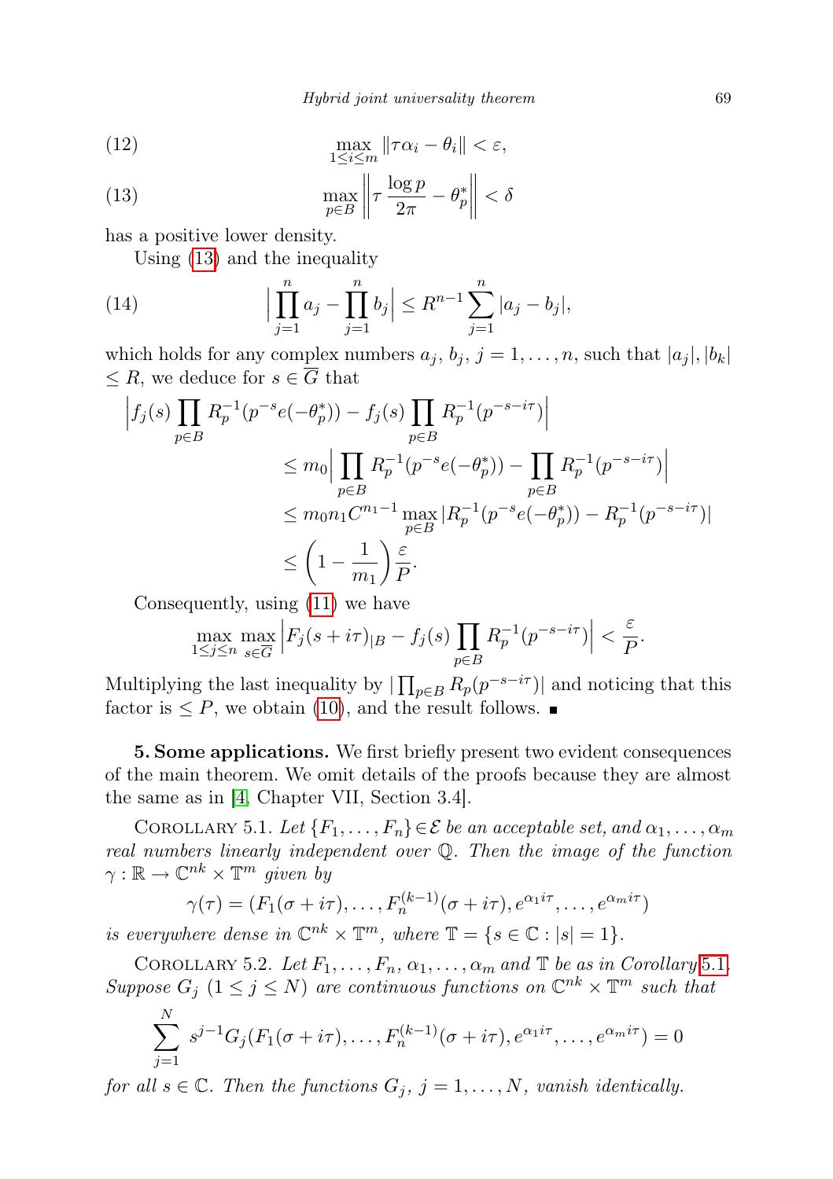$$\max_{1\le i\le m} \|\tau\alpha_i - \theta_i\| < \varepsilon, \tag{12}$$

$$\max_{p\in B} \left\| \tau \frac{\log p}{2\pi} - \theta_p^* \right\| < \delta \tag{13}$$

has a positive lower density.

Using (13) and the inequality

$$\Big| \prod_{j=1}^{n} a_j - \prod_{j=1}^{n} b_j \Big| \le R^{n-1} \sum_{j=1}^{n} |a_j - b_j|, \tag{14}$$

which holds for any complex numbers $a_j, b_j$, $j = 1, \dots, n$, such that $|a_j|, |b_k| \le R$, we deduce for $s \in \overline{G}$ that

$$\begin{aligned}
\Big| f_j(s) \prod_{p\in B} R_p^{-1}(p^{-s} e(-\theta_p^*)) - f_j(s) \prod_{p\in B} R_p^{-1}(p^{-s-i\tau}) \Big| \\
&\le m_0 \Big| \prod_{p\in B} R_p^{-1}(p^{-s} e(-\theta_p^*)) - \prod_{p\in B} R_p^{-1}(p^{-s-i\tau}) \Big| \\
&\le m_0 n_1 C^{n_1-1} \max_{p\in B} |R_p^{-1}(p^{-s} e(-\theta_p^*)) - R_p^{-1}(p^{-s-i\tau})| \\
&\le \left(1 - \frac{1}{m_1}\right) \frac{\varepsilon}{P}.
\end{aligned}$$

Consequently, using (11) we have

$$\max_{1\le j\le n} \max_{s\in\overline{G}} \Big| F_j(s+i\tau)_{|B} - f_j(s) \prod_{p\in B} R_p^{-1}(p^{-s-i\tau}) \Big| < \frac{\varepsilon}{P}.$$

Multiplying the last inequality by $|\prod_{p\in B} R_p(p^{-s-i\tau})|$ and noticing that this factor is $\le P$, we obtain (10), and the result follows. ∎

**5. Some applications.** We first briefly present two evident consequences of the main theorem. We omit details of the proofs because they are almost the same as in [4, Chapter VII, Section 3.4].

COROLLARY 5.1. *Let $\{F_1, \dots, F_n\} \in \mathcal{E}$ be an acceptable set, and $\alpha_1, \dots, \alpha_m$ real numbers linearly independent over $\mathbb{Q}$. Then the image of the function $\gamma : \mathbb{R} \to \mathbb{C}^{nk} \times \mathbb{T}^m$ given by*

$$\gamma(\tau) = (F_1(\sigma + i\tau), \dots, F_n^{(k-1)}(\sigma + i\tau), e^{\alpha_1 i\tau}, \dots, e^{\alpha_m i\tau})$$

*is everywhere dense in $\mathbb{C}^{nk} \times \mathbb{T}^m$, where $\mathbb{T} = \{s \in \mathbb{C} : |s| = 1\}$.*

COROLLARY 5.2. *Let $F_1, \dots, F_n$, $\alpha_1, \dots, \alpha_m$ and $\mathbb{T}$ be as in Corollary 5.1. Suppose $G_j$ $(1 \le j \le N)$ are continuous functions on $\mathbb{C}^{nk} \times \mathbb{T}^m$ such that*

$$\sum_{j=1}^{N} s^{j-1} G_j(F_1(\sigma + i\tau), \dots, F_n^{(k-1)}(\sigma + i\tau), e^{\alpha_1 i\tau}, \dots, e^{\alpha_m i\tau}) = 0$$

*for all $s \in \mathbb{C}$. Then the functions $G_j$, $j = 1, \dots, N$, vanish identically.*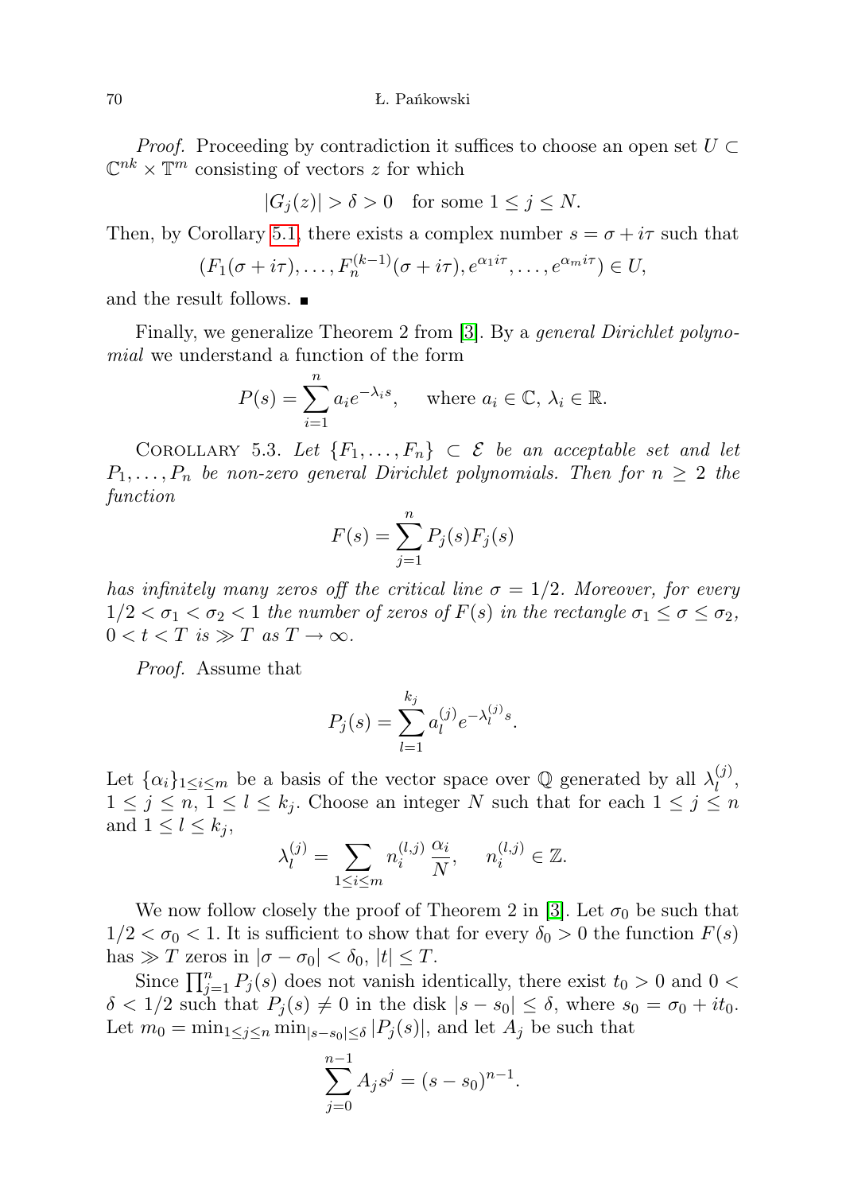*Proof.* Proceeding by contradiction it suffices to choose an open set $U \subset \mathbb{C}^{nk} \times \mathbb{T}^m$ consisting of vectors $z$ for which

$$|G_j(z)| > \delta > 0 \quad \text{for some } 1 \le j \le N.$$

Then, by Corollary 5.1, there exists a complex number $s = \sigma + i\tau$ such that

$$(F_1(\sigma + i\tau), \ldots, F_n^{(k-1)}(\sigma + i\tau), e^{\alpha_1 i\tau}, \ldots, e^{\alpha_m i\tau}) \in U,$$

and the result follows. ∎

Finally, we generalize Theorem 2 from [3]. By a *general Dirichlet polynomial* we understand a function of the form

$$P(s) = \sum_{i=1}^{n} a_i e^{-\lambda_i s}, \qquad \text{where } a_i \in \mathbb{C},\ \lambda_i \in \mathbb{R}.$$

Corollary 5.3. *Let $\{F_1, \ldots, F_n\} \subset \mathcal{E}$ be an acceptable set and let $P_1, \ldots, P_n$ be non-zero general Dirichlet polynomials. Then for $n \ge 2$ the function*

$$F(s) = \sum_{j=1}^{n} P_j(s) F_j(s)$$

*has infinitely many zeros off the critical line $\sigma = 1/2$. Moreover, for every $1/2 < \sigma_1 < \sigma_2 < 1$ the number of zeros of $F(s)$ in the rectangle $\sigma_1 \le \sigma \le \sigma_2$, $0 < t < T$ is $\gg T$ as $T \to \infty$.*

*Proof.* Assume that

$$P_j(s) = \sum_{l=1}^{k_j} a_l^{(j)} e^{-\lambda_l^{(j)} s}.$$

Let $\{\alpha_i\}_{1 \le i \le m}$ be a basis of the vector space over $\mathbb{Q}$ generated by all $\lambda_l^{(j)}$, $1 \le j \le n$, $1 \le l \le k_j$. Choose an integer $N$ such that for each $1 \le j \le n$ and $1 \le l \le k_j$,

$$\lambda_l^{(j)} = \sum_{1 \le i \le m} n_i^{(l,j)} \frac{\alpha_i}{N}, \qquad n_i^{(l,j)} \in \mathbb{Z}.$$

We now follow closely the proof of Theorem 2 in [3]. Let $\sigma_0$ be such that $1/2 < \sigma_0 < 1$. It is sufficient to show that for every $\delta_0 > 0$ the function $F(s)$ has $\gg T$ zeros in $|\sigma - \sigma_0| < \delta_0$, $|t| \le T$.

Since $\prod_{j=1}^{n} P_j(s)$ does not vanish identically, there exist $t_0 > 0$ and $0 < \delta < 1/2$ such that $P_j(s) \ne 0$ in the disk $|s - s_0| \le \delta$, where $s_0 = \sigma_0 + it_0$. Let $m_0 = \min_{1 \le j \le n} \min_{|s - s_0| \le \delta} |P_j(s)|$, and let $A_j$ be such that

$$\sum_{j=0}^{n-1} A_j s^j = (s - s_0)^{n-1}.$$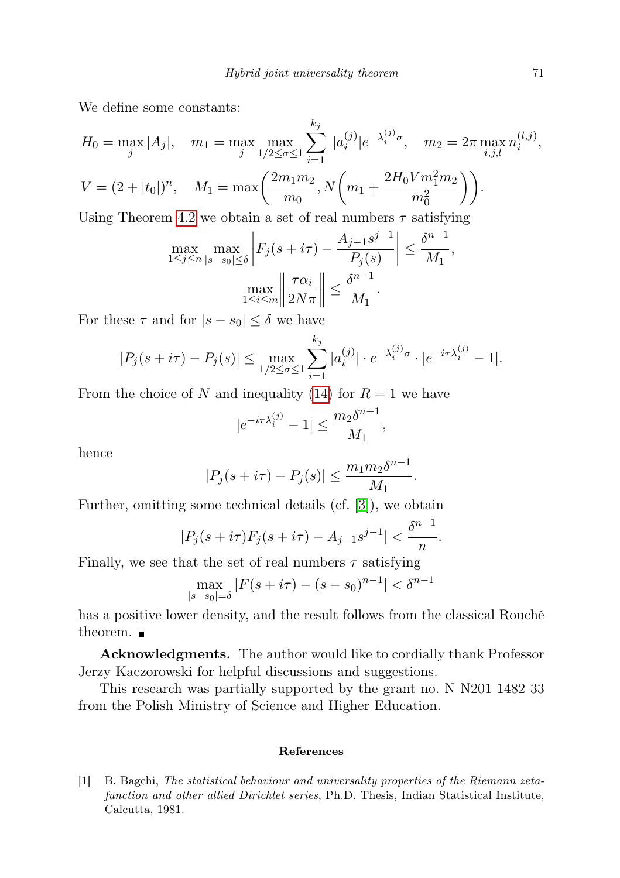We define some constants:

$$H_0 = \max_j |A_j|, \quad m_1 = \max_j \max_{1/2 \le \sigma \le 1} \sum_{i=1}^{k_j} |a_i^{(j)}| e^{-\lambda_i^{(j)}\sigma}, \quad m_2 = 2\pi \max_{i,j,l} n_i^{(l,j)},$$

$$V = (2 + |t_0|)^n, \quad M_1 = \max\bigg(\frac{2m_1 m_2}{m_0}, N\bigg(m_1 + \frac{2H_0 V m_1^2 m_2}{m_0^2}\bigg)\bigg).$$

Using Theorem 4.2 we obtain a set of real numbers $\tau$ satisfying

$$\max_{1\le j\le n} \max_{|s-s_0|\le\delta} \left| F_j(s+i\tau) - \frac{A_{j-1}s^{j-1}}{P_j(s)} \right| \le \frac{\delta^{n-1}}{M_1},$$

$$\max_{1\le i\le m} \left\| \frac{\tau\alpha_i}{2N\pi} \right\| \le \frac{\delta^{n-1}}{M_1}.$$

For these $\tau$ and for $|s - s_0| \le \delta$ we have

$$|P_j(s+i\tau) - P_j(s)| \le \max_{1/2\le\sigma\le 1} \sum_{i=1}^{k_j} |a_i^{(j)}| \cdot e^{-\lambda_i^{(j)}\sigma} \cdot |e^{-i\tau\lambda_i^{(j)}} - 1|.$$

From the choice of $N$ and inequality (14) for $R = 1$ we have

$$|e^{-i\tau\lambda_i^{(j)}} - 1| \le \frac{m_2\delta^{n-1}}{M_1},$$

hence

$$|P_j(s+i\tau) - P_j(s)| \le \frac{m_1 m_2 \delta^{n-1}}{M_1}.$$

Further, omitting some technical details (cf. [3]), we obtain

$$|P_j(s+i\tau)F_j(s+i\tau) - A_{j-1}s^{j-1}| < \frac{\delta^{n-1}}{n}.$$

Finally, we see that the set of real numbers $\tau$ satisfying

$$\max_{|s-s_0|=\delta} |F(s+i\tau) - (s-s_0)^{n-1}| < \delta^{n-1}$$

has a positive lower density, and the result follows from the classical Rouché theorem. ∎

**Acknowledgments.** The author would like to cordially thank Professor Jerzy Kaczorowski for helpful discussions and suggestions.

This research was partially supported by the grant no. N N201 1482 33 from the Polish Ministry of Science and Higher Education.

## References

[1] B. Bagchi, *The statistical behaviour and universality properties of the Riemann zeta-function and other allied Dirichlet series*, Ph.D. Thesis, Indian Statistical Institute, Calcutta, 1981.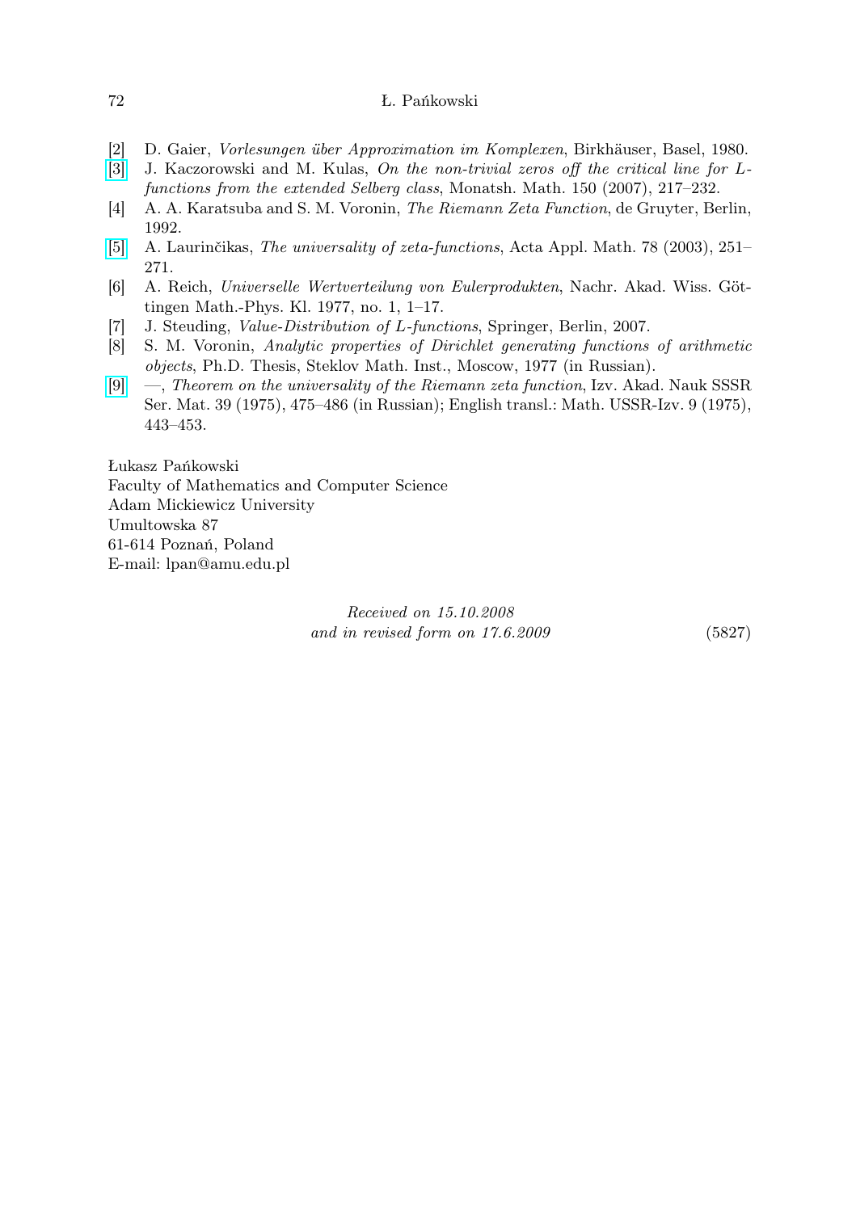[2] D. Gaier, *Vorlesungen über Approximation im Komplexen*, Birkhäuser, Basel, 1980.

[3] J. Kaczorowski and M. Kulas, *On the non-trivial zeros off the critical line for L-functions from the extended Selberg class*, Monatsh. Math. 150 (2007), 217–232.

[4] A. A. Karatsuba and S. M. Voronin, *The Riemann Zeta Function*, de Gruyter, Berlin, 1992.

[5] A. Laurinčikas, *The universality of zeta-functions*, Acta Appl. Math. 78 (2003), 251–271.

[6] A. Reich, *Universelle Wertverteilung von Eulerprodukten*, Nachr. Akad. Wiss. Göttingen Math.-Phys. Kl. 1977, no. 1, 1–17.

[7] J. Steuding, *Value-Distribution of L-functions*, Springer, Berlin, 2007.

[8] S. M. Voronin, *Analytic properties of Dirichlet generating functions of arithmetic objects*, Ph.D. Thesis, Steklov Math. Inst., Moscow, 1977 (in Russian).

[9] —, *Theorem on the universality of the Riemann zeta function*, Izv. Akad. Nauk SSSR Ser. Mat. 39 (1975), 475–486 (in Russian); English transl.: Math. USSR-Izv. 9 (1975), 443–453.

Łukasz Pańkowski
Faculty of Mathematics and Computer Science
Adam Mickiewicz University
Umultowska 87
61-614 Poznań, Poland
E-mail: lpan@amu.edu.pl

*Received on 15.10.2008*
*and in revised form on 17.6.2009* (5827)